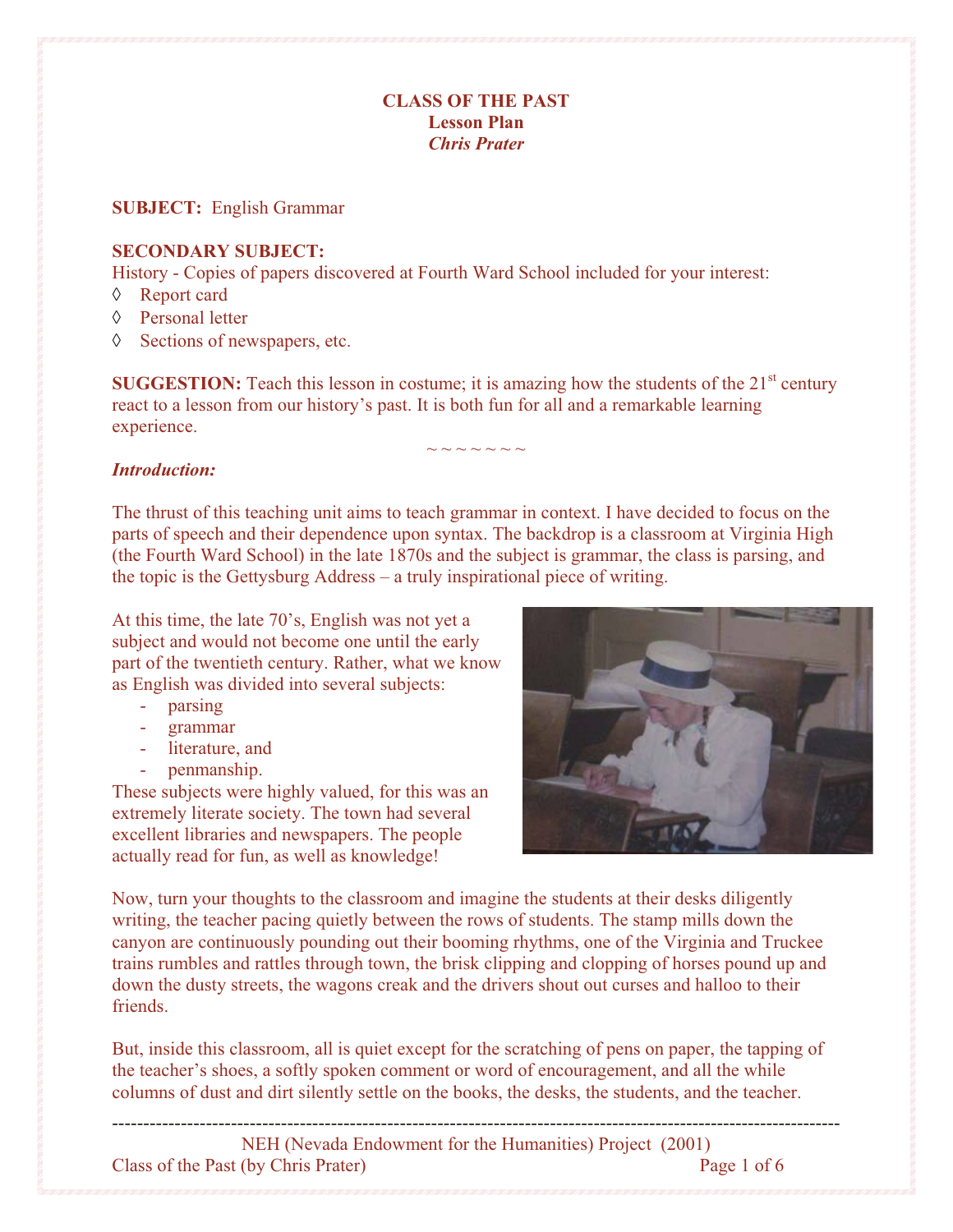# CLASS OF THE PAST
## Lesson Plan
*Chris Prater*

**SUBJECT:** English Grammar

**SECONDARY SUBJECT:**
History - Copies of papers discovered at Fourth Ward School included for your interest:
- Report card
- Personal letter
- Sections of newspapers, etc.

**SUGGESTION:** Teach this lesson in costume; it is amazing how the students of the 21st century react to a lesson from our history's past. It is both fun for all and a remarkable learning experience.

~ ~ ~ ~ ~ ~ ~

***Introduction:***

The thrust of this teaching unit aims to teach grammar in context. I have decided to focus on the parts of speech and their dependence upon syntax. The backdrop is a classroom at Virginia High (the Fourth Ward School) in the late 1870s and the subject is grammar, the class is parsing, and the topic is the Gettysburg Address – a truly inspirational piece of writing.

At this time, the late 70's, English was not yet a subject and would not become one until the early part of the twentieth century. Rather, what we know as English was divided into several subjects:
- parsing
- grammar
- literature, and
- penmanship.

These subjects were highly valued, for this was an extremely literate society. The town had several excellent libraries and newspapers. The people actually read for fun, as well as knowledge!

Now, turn your thoughts to the classroom and imagine the students at their desks diligently writing, the teacher pacing quietly between the rows of students. The stamp mills down the canyon are continuously pounding out their booming rhythms, one of the Virginia and Truckee trains rumbles and rattles through town, the brisk clipping and clopping of horses pound up and down the dusty streets, the wagons creak and the drivers shout out curses and halloo to their friends.

But, inside this classroom, all is quiet except for the scratching of pens on paper, the tapping of the teacher's shoes, a softly spoken comment or word of encouragement, and all the while columns of dust and dirt silently settle on the books, the desks, the students, and the teacher.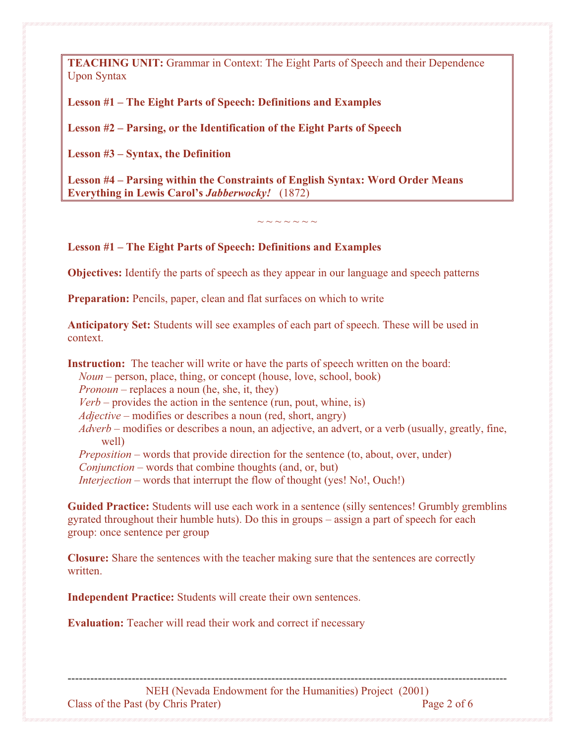**TEACHING UNIT:** Grammar in Context: The Eight Parts of Speech and their Dependence Upon Syntax

**Lesson #1 – The Eight Parts of Speech: Definitions and Examples**

**Lesson #2 – Parsing, or the Identification of the Eight Parts of Speech**

**Lesson #3 – Syntax, the Definition**

**Lesson #4 – Parsing within the Constraints of English Syntax: Word Order Means Everything in Lewis Carol's *Jabberwocky!*** (1872)

~ ~ ~ ~ ~ ~ ~

## Lesson #1 – The Eight Parts of Speech: Definitions and Examples

**Objectives:** Identify the parts of speech as they appear in our language and speech patterns

**Preparation:** Pencils, paper, clean and flat surfaces on which to write

**Anticipatory Set:** Students will see examples of each part of speech. These will be used in context.

**Instruction:** The teacher will write or have the parts of speech written on the board:

- *Noun* – person, place, thing, or concept (house, love, school, book)
- *Pronoun* – replaces a noun (he, she, it, they)
- *Verb* – provides the action in the sentence (run, pout, whine, is)
- *Adjective* – modifies or describes a noun (red, short, angry)
- *Adverb* – modifies or describes a noun, an adjective, an advert, or a verb (usually, greatly, fine, well)
- *Preposition* – words that provide direction for the sentence (to, about, over, under)
- *Conjunction* – words that combine thoughts (and, or, but)
- *Interjection* – words that interrupt the flow of thought (yes! No!, Ouch!)

**Guided Practice:** Students will use each work in a sentence (silly sentences! Grumbly gremblins gyrated throughout their humble huts). Do this in groups – assign a part of speech for each group: once sentence per group

**Closure:** Share the sentences with the teacher making sure that the sentences are correctly written.

**Independent Practice:** Students will create their own sentences.

**Evaluation:** Teacher will read their work and correct if necessary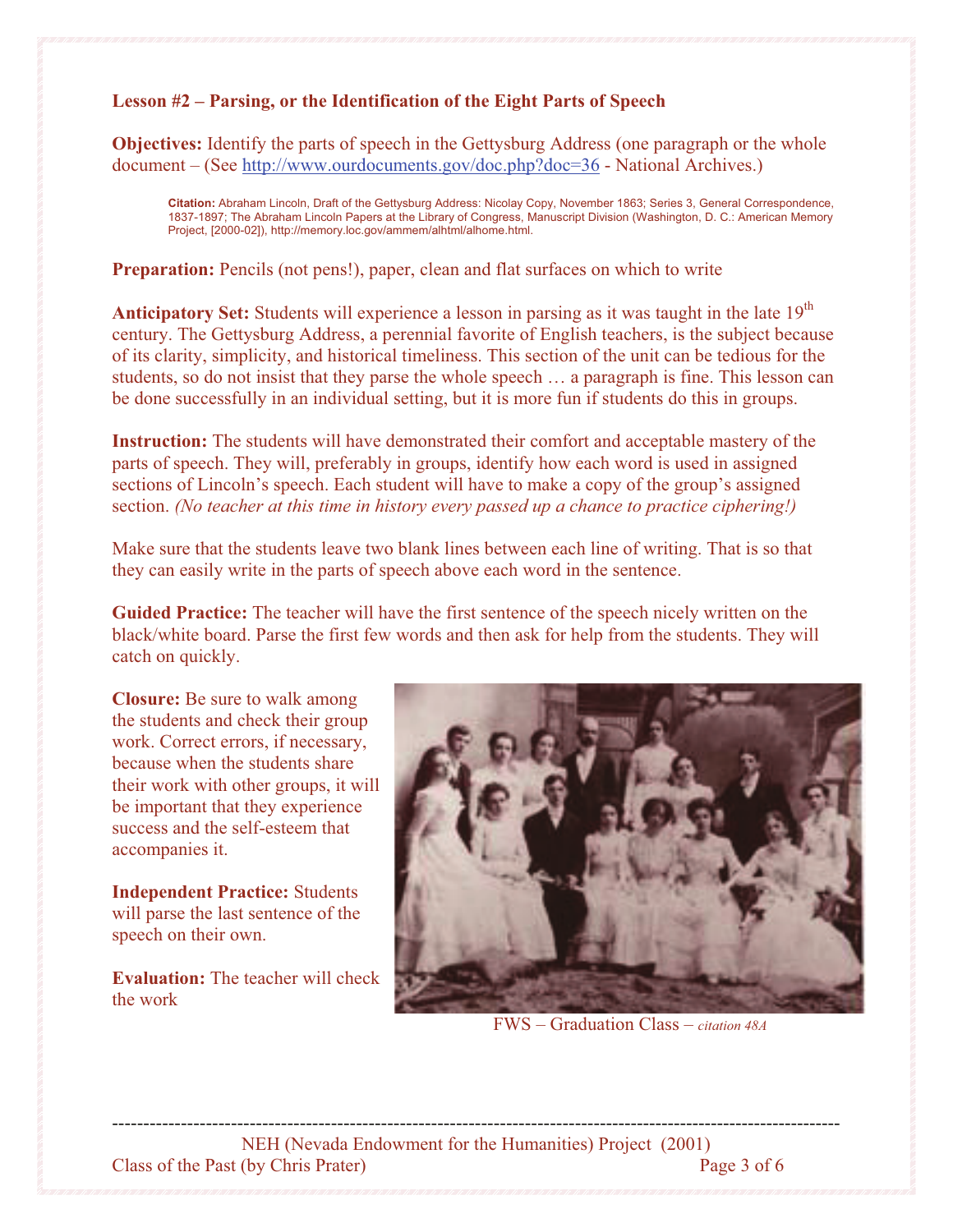### Lesson #2 – Parsing, or the Identification of the Eight Parts of Speech

**Objectives:** Identify the parts of speech in the Gettysburg Address (one paragraph or the whole document – (See http://www.ourdocuments.gov/doc.php?doc=36 - National Archives.)

> **Citation:** Abraham Lincoln, Draft of the Gettysburg Address: Nicolay Copy, November 1863; Series 3, General Correspondence, 1837-1897; The Abraham Lincoln Papers at the Library of Congress, Manuscript Division (Washington, D. C.: American Memory Project, [2000-02]), http://memory.loc.gov/ammem/alhtml/alhome.html.

**Preparation:** Pencils (not pens!), paper, clean and flat surfaces on which to write

**Anticipatory Set:** Students will experience a lesson in parsing as it was taught in the late 19th century. The Gettysburg Address, a perennial favorite of English teachers, is the subject because of its clarity, simplicity, and historical timeliness. This section of the unit can be tedious for the students, so do not insist that they parse the whole speech … a paragraph is fine. This lesson can be done successfully in an individual setting, but it is more fun if students do this in groups.

**Instruction:** The students will have demonstrated their comfort and acceptable mastery of the parts of speech. They will, preferably in groups, identify how each word is used in assigned sections of Lincoln's speech. Each student will have to make a copy of the group's assigned section. *(No teacher at this time in history every passed up a chance to practice ciphering!)*

Make sure that the students leave two blank lines between each line of writing. That is so that they can easily write in the parts of speech above each word in the sentence.

**Guided Practice:** The teacher will have the first sentence of the speech nicely written on the black/white board. Parse the first few words and then ask for help from the students. They will catch on quickly.

**Closure:** Be sure to walk among the students and check their group work. Correct errors, if necessary, because when the students share their work with other groups, it will be important that they experience success and the self-esteem that accompanies it.

**Independent Practice:** Students will parse the last sentence of the speech on their own.

**Evaluation:** The teacher will check the work

FWS – Graduation Class – *citation 48A*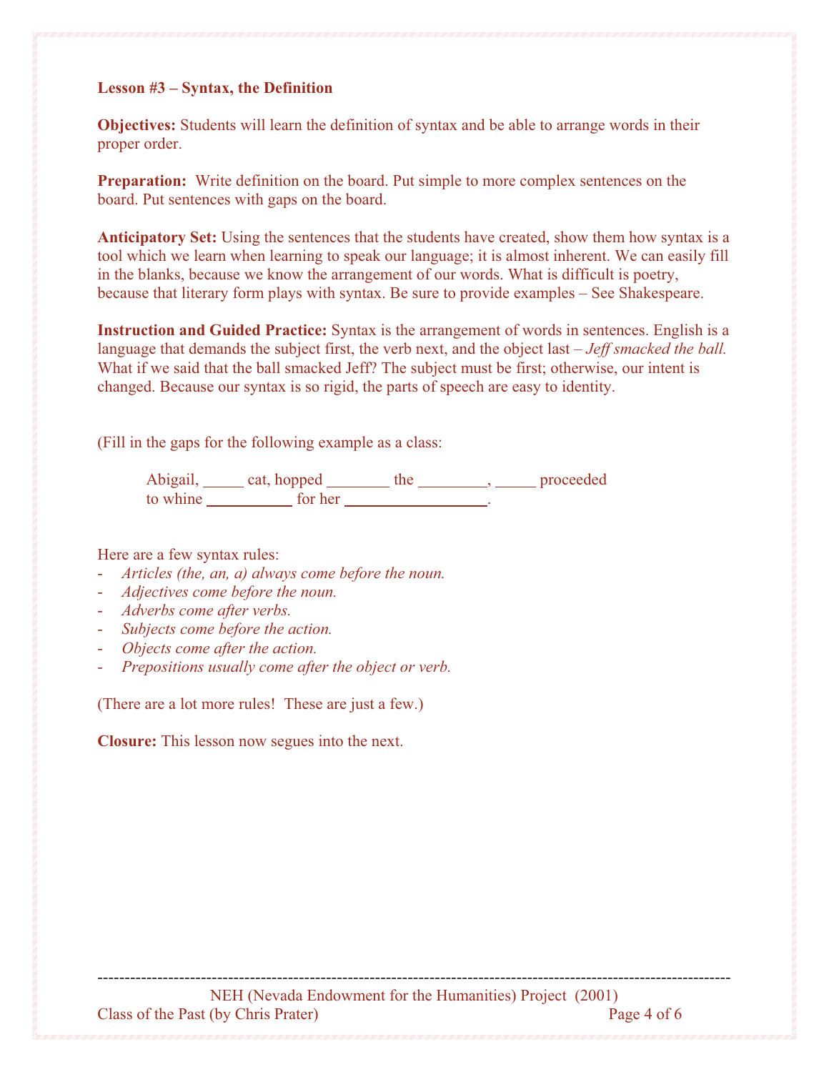**Lesson #3 – Syntax, the Definition**

**Objectives:** Students will learn the definition of syntax and be able to arrange words in their proper order.

**Preparation:** Write definition on the board. Put simple to more complex sentences on the board. Put sentences with gaps on the board.

**Anticipatory Set:** Using the sentences that the students have created, show them how syntax is a tool which we learn when learning to speak our language; it is almost inherent. We can easily fill in the blanks, because we know the arrangement of our words. What is difficult is poetry, because that literary form plays with syntax. Be sure to provide examples – See Shakespeare.

**Instruction and Guided Practice:** Syntax is the arrangement of words in sentences. English is a language that demands the subject first, the verb next, and the object last – *Jeff smacked the ball.* What if we said that the ball smacked Jeff? The subject must be first; otherwise, our intent is changed. Because our syntax is so rigid, the parts of speech are easy to identity.

(Fill in the gaps for the following example as a class:

> Abigail, _____ cat, hopped ________ the ________, _____ proceeded to whine ___________ for her __________________.

Here are a few syntax rules:

- *Articles (the, an, a) always come before the noun.*
- *Adjectives come before the noun.*
- *Adverbs come after verbs.*
- *Subjects come before the action.*
- *Objects come after the action.*
- *Prepositions usually come after the object or verb.*

(There are a lot more rules! These are just a few.)

**Closure:** This lesson now segues into the next.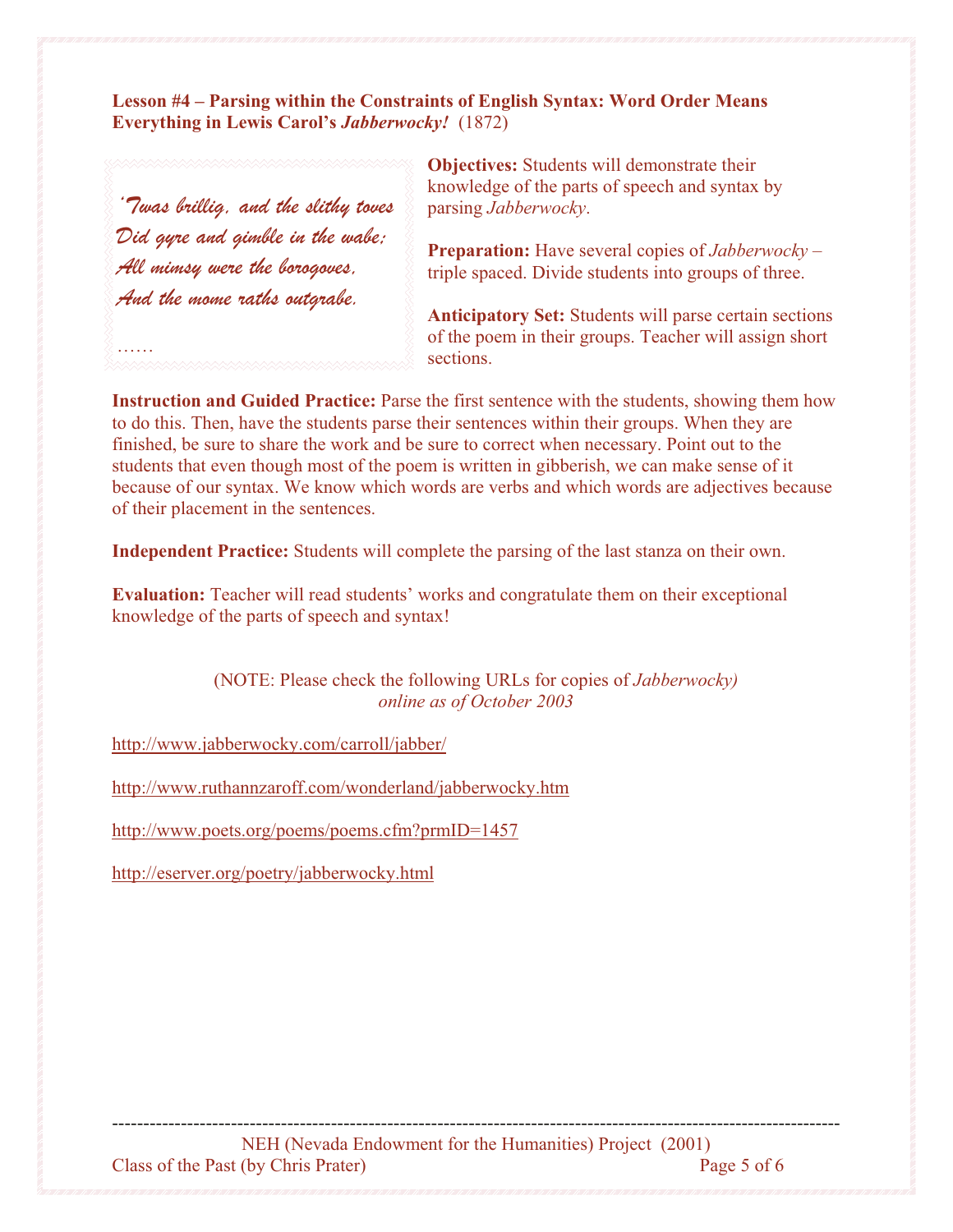**Lesson #4 – Parsing within the Constraints of English Syntax: Word Order Means Everything in Lewis Carol's *Jabberwocky!*** (1872)

*'Twas brillig, and the slithy toves*
*Did gyre and gimble in the wabe;*
*All mimsy were the borogoves,*
*And the mome raths outgrabe.*

……

**Objectives:** Students will demonstrate their knowledge of the parts of speech and syntax by parsing *Jabberwocky*.

**Preparation:** Have several copies of *Jabberwocky* – triple spaced. Divide students into groups of three.

**Anticipatory Set:** Students will parse certain sections of the poem in their groups. Teacher will assign short sections.

**Instruction and Guided Practice:** Parse the first sentence with the students, showing them how to do this. Then, have the students parse their sentences within their groups. When they are finished, be sure to share the work and be sure to correct when necessary. Point out to the students that even though most of the poem is written in gibberish, we can make sense of it because of our syntax. We know which words are verbs and which words are adjectives because of their placement in the sentences.

**Independent Practice:** Students will complete the parsing of the last stanza on their own.

**Evaluation:** Teacher will read students' works and congratulate them on their exceptional knowledge of the parts of speech and syntax!

(NOTE: Please check the following URLs for copies of *Jabberwocky) online as of October 2003*

http://www.jabberwocky.com/carroll/jabber/

http://www.ruthannzaroff.com/wonderland/jabberwocky.htm

http://www.poets.org/poems/poems.cfm?prmID=1457

http://eserver.org/poetry/jabberwocky.html

---

NEH (Nevada Endowment for the Humanities) Project (2001)
Class of the Past (by Chris Prater)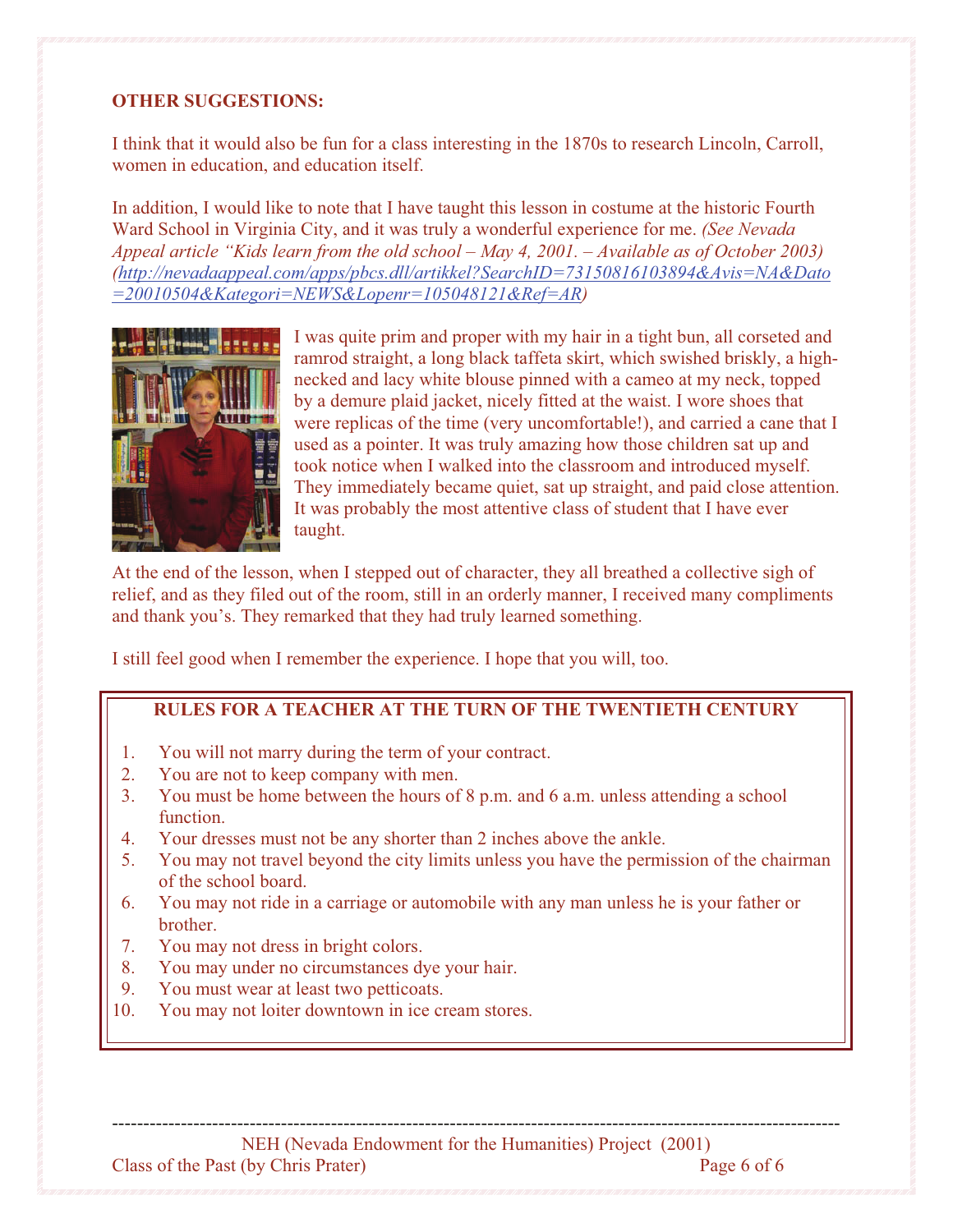**OTHER SUGGESTIONS:**

I think that it would also be fun for a class interesting in the 1870s to research Lincoln, Carroll, women in education, and education itself.

In addition, I would like to note that I have taught this lesson in costume at the historic Fourth Ward School in Virginia City, and it was truly a wonderful experience for me. *(See Nevada Appeal article "Kids learn from the old school – May 4, 2001. – Available as of October 2003) (http://nevadaappeal.com/apps/pbcs.dll/artikkel?SearchID=73150816103894&Avis=NA&Dato=20010504&Kategori=NEWS&Lopenr=105048121&Ref=AR)*

I was quite prim and proper with my hair in a tight bun, all corseted and ramrod straight, a long black taffeta skirt, which swished briskly, a high-necked and lacy white blouse pinned with a cameo at my neck, topped by a demure plaid jacket, nicely fitted at the waist. I wore shoes that were replicas of the time (very uncomfortable!), and carried a cane that I used as a pointer. It was truly amazing how those children sat up and took notice when I walked into the classroom and introduced myself. They immediately became quiet, sat up straight, and paid close attention. It was probably the most attentive class of student that I have ever taught.

At the end of the lesson, when I stepped out of character, they all breathed a collective sigh of relief, and as they filed out of the room, still in an orderly manner, I received many compliments and thank you's. They remarked that they had truly learned something.

I still feel good when I remember the experience. I hope that you will, too.

**RULES FOR A TEACHER AT THE TURN OF THE TWENTIETH CENTURY**

1. You will not marry during the term of your contract.
2. You are not to keep company with men.
3. You must be home between the hours of 8 p.m. and 6 a.m. unless attending a school function.
4. Your dresses must not be any shorter than 2 inches above the ankle.
5. You may not travel beyond the city limits unless you have the permission of the chairman of the school board.
6. You may not ride in a carriage or automobile with any man unless he is your father or brother.
7. You may not dress in bright colors.
8. You may under no circumstances dye your hair.
9. You must wear at least two petticoats.
10. You may not loiter downtown in ice cream stores.